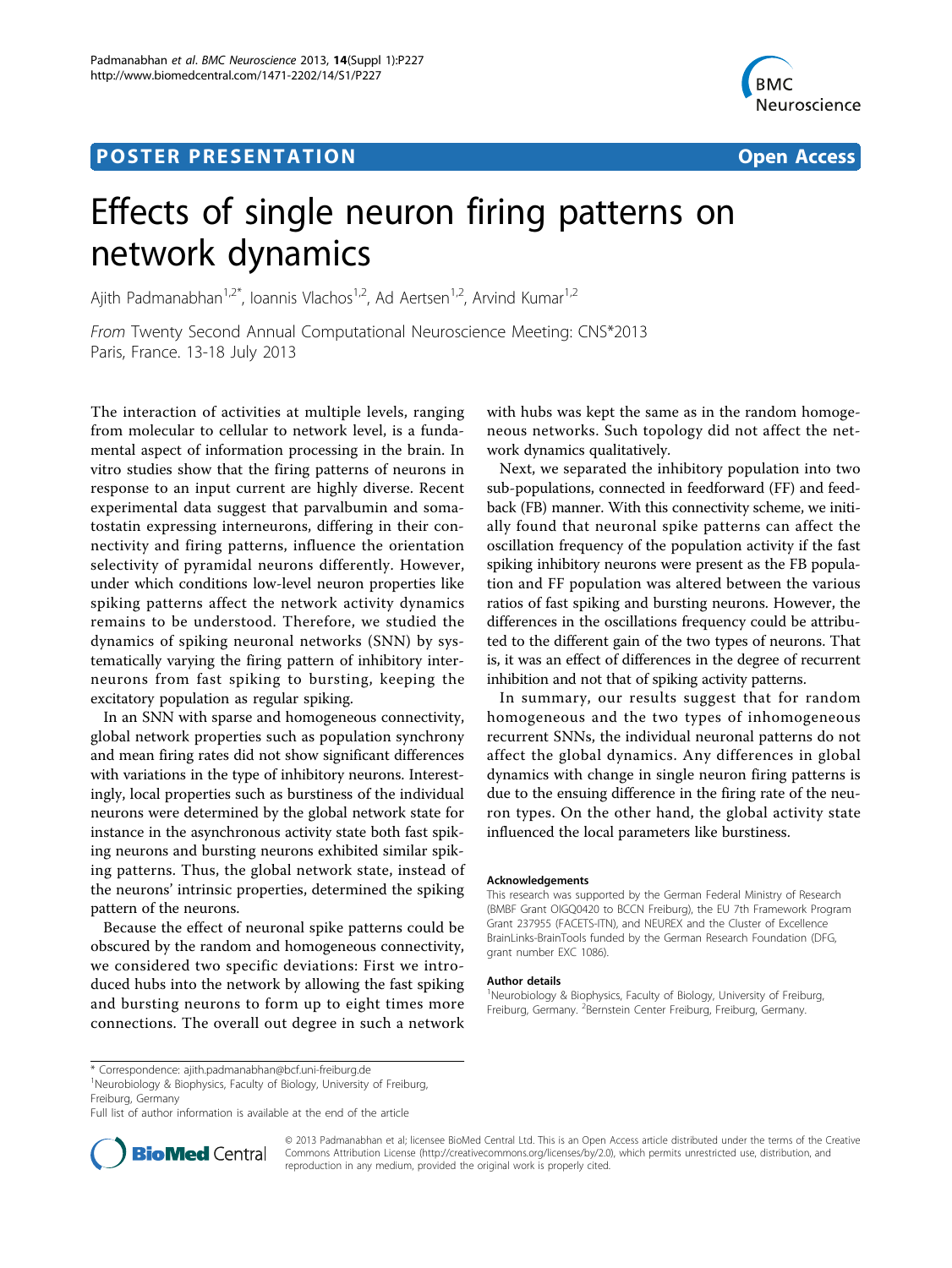POSTER PRESENTATION

Open Access

# Effects of single neuron firing patterns on network dynamics

Ajith Padmanabhan[1,2*], Ioannis Vlachos[1,2], Ad Aertsen[1,2], Arvind Kumar[1,2]

*From* Twenty Second Annual Computational Neuroscience Meeting: CNS*2013
Paris, France. 13-18 July 2013

The interaction of activities at multiple levels, ranging from molecular to cellular to network level, is a fundamental aspect of information processing in the brain. In vitro studies show that the firing patterns of neurons in response to an input current are highly diverse. Recent experimental data suggest that parvalbumin and somatostatin expressing interneurons, differing in their connectivity and firing patterns, influence the orientation selectivity of pyramidal neurons differently. However, under which conditions low-level neuron properties like spiking patterns affect the network activity dynamics remains to be understood. Therefore, we studied the dynamics of spiking neuronal networks (SNN) by systematically varying the firing pattern of inhibitory interneurons from fast spiking to bursting, keeping the excitatory population as regular spiking.

In an SNN with sparse and homogeneous connectivity, global network properties such as population synchrony and mean firing rates did not show significant differences with variations in the type of inhibitory neurons. Interestingly, local properties such as burstiness of the individual neurons were determined by the global network state for instance in the asynchronous activity state both fast spiking neurons and bursting neurons exhibited similar spiking patterns. Thus, the global network state, instead of the neurons' intrinsic properties, determined the spiking pattern of the neurons.

Because the effect of neuronal spike patterns could be obscured by the random and homogeneous connectivity, we considered two specific deviations: First we introduced hubs into the network by allowing the fast spiking and bursting neurons to form up to eight times more connections. The overall out degree in such a network with hubs was kept the same as in the random homogeneous networks. Such topology did not affect the network dynamics qualitatively.

Next, we separated the inhibitory population into two sub-populations, connected in feedforward (FF) and feedback (FB) manner. With this connectivity scheme, we initially found that neuronal spike patterns can affect the oscillation frequency of the population activity if the fast spiking inhibitory neurons were present as the FB population and FF population was altered between the various ratios of fast spiking and bursting neurons. However, the differences in the oscillations frequency could be attributed to the different gain of the two types of neurons. That is, it was an effect of differences in the degree of recurrent inhibition and not that of spiking activity patterns.

In summary, our results suggest that for random homogeneous and the two types of inhomogeneous recurrent SNNs, the individual neuronal patterns do not affect the global dynamics. Any differences in global dynamics with change in single neuron firing patterns is due to the ensuing difference in the firing rate of the neuron types. On the other hand, the global activity state influenced the local parameters like burstiness.

#### Acknowledgements

This research was supported by the German Federal Ministry of Research (BMBF Grant OIGQ0420 to BCCN Freiburg), the EU 7th Framework Program Grant 237955 (FACETS-ITN), and NEUREX and the Cluster of Excellence BrainLinks-BrainTools funded by the German Research Foundation (DFG, grant number EXC 1086).

#### Author details

[1]Neurobiology & Biophysics, Faculty of Biology, University of Freiburg, Freiburg, Germany. [2]Bernstein Center Freiburg, Freiburg, Germany.

* Correspondence: ajith.padmanabhan@bcf.uni-freiburg.de
[1]Neurobiology & Biophysics, Faculty of Biology, University of Freiburg, Freiburg, Germany
Full list of author information is available at the end of the article

© 2013 Padmanabhan et al; licensee BioMed Central Ltd. This is an Open Access article distributed under the terms of the Creative Commons Attribution License (http://creativecommons.org/licenses/by/2.0), which permits unrestricted use, distribution, and reproduction in any medium, provided the original work is properly cited.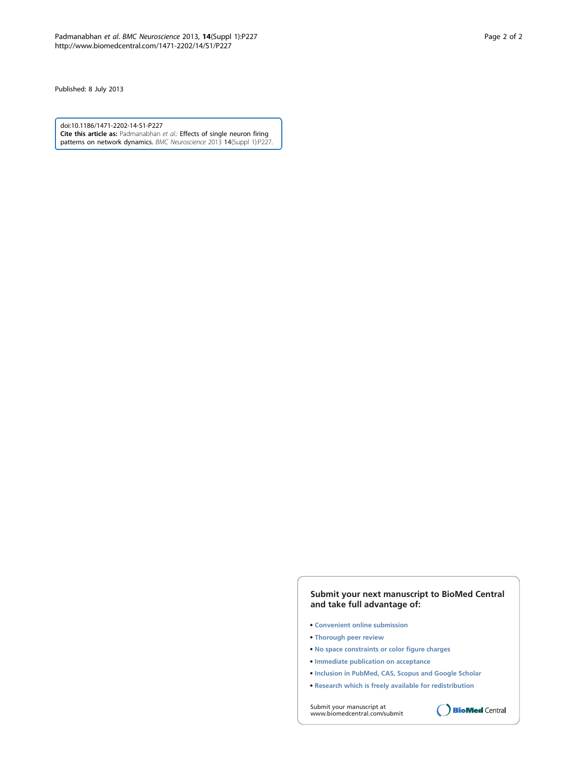Published: 8 July 2013

doi:10.1186/1471-2202-14-S1-P227
**Cite this article as:** Padmanabhan *et al.*: Effects of single neuron firing patterns on network dynamics. *BMC Neuroscience* 2013 **14**(Suppl 1):P227.

**Submit your next manuscript to BioMed Central and take full advantage of:**

- **Convenient online submission**
- **Thorough peer review**
- **No space constraints or color figure charges**
- **Immediate publication on acceptance**
- **Inclusion in PubMed, CAS, Scopus and Google Scholar**
- **Research which is freely available for redistribution**

Submit your manuscript at
www.biomedcentral.com/submit

BioMed Central